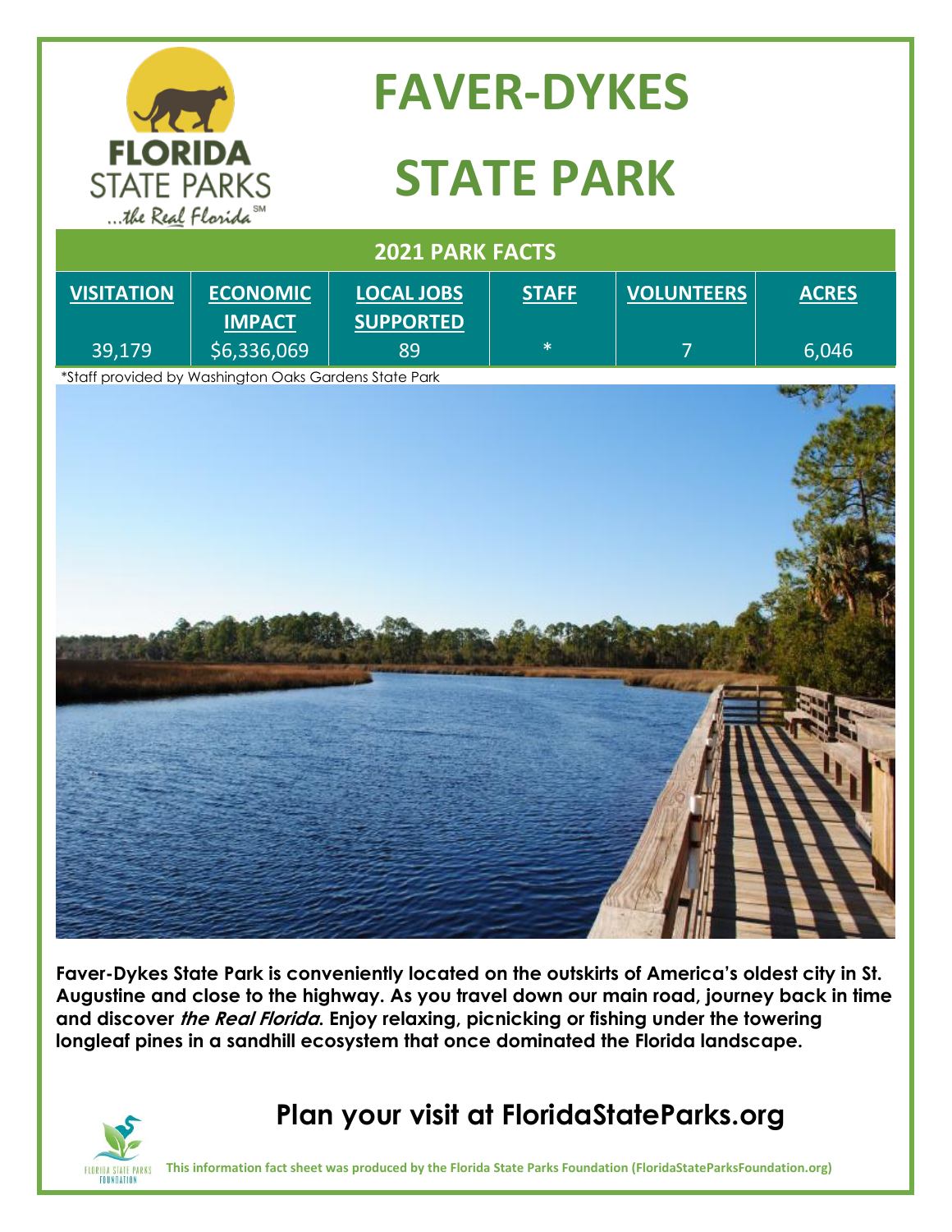# FAVER-DYKES STATE PARK

## 2021 PARK FACTS

| VISITATION | ECONOMIC IMPACT | LOCAL JOBS SUPPORTED | STAFF | VOLUNTEERS | ACRES |
|---|---|---|---|---|---|
| 39,179 | $6,336,069 | 89 | * | 7 | 6,046 |

*Staff provided by Washington Oaks Gardens State Park

**Faver-Dykes State Park is conveniently located on the outskirts of America's oldest city in St. Augustine and close to the highway. As you travel down our main road, journey back in time and discover *the Real Florida*. Enjoy relaxing, picnicking or fishing under the towering longleaf pines in a sandhill ecosystem that once dominated the Florida landscape.**

## Plan your visit at FloridaStateParks.org

**This information fact sheet was produced by the Florida State Parks Foundation (FloridaStateParksFoundation.org)**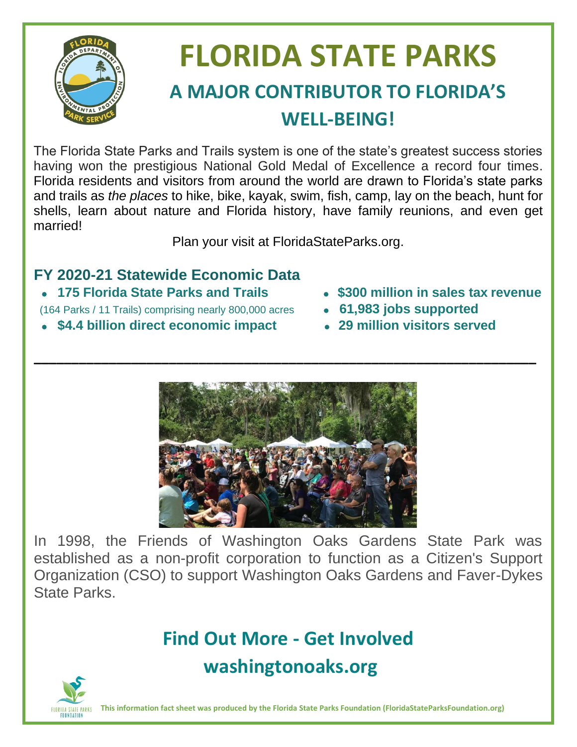# FLORIDA STATE PARKS

## A MAJOR CONTRIBUTOR TO FLORIDA'S WELL-BEING!

The Florida State Parks and Trails system is one of the state's greatest success stories having won the prestigious National Gold Medal of Excellence a record four times. Florida residents and visitors from around the world are drawn to Florida's state parks and trails as *the places* to hike, bike, kayak, swim, fish, camp, lay on the beach, hunt for shells, learn about nature and Florida history, have family reunions, and even get married!

Plan your visit at FloridaStateParks.org.

### FY 2020-21 Statewide Economic Data

- **175 Florida State Parks and Trails**
  (164 Parks / 11 Trails) comprising nearly 800,000 acres
- **$4.4 billion direct economic impact**
- **$300 million in sales tax revenue**
- **61,983 jobs supported**
- **29 million visitors served**

---

In 1998, the Friends of Washington Oaks Gardens State Park was established as a non-profit corporation to function as a Citizen's Support Organization (CSO) to support Washington Oaks Gardens and Faver-Dykes State Parks.

## Find Out More - Get Involved

## washingtonoaks.org

**This information fact sheet was produced by the Florida State Parks Foundation (FloridaStateParksFoundation.org)**